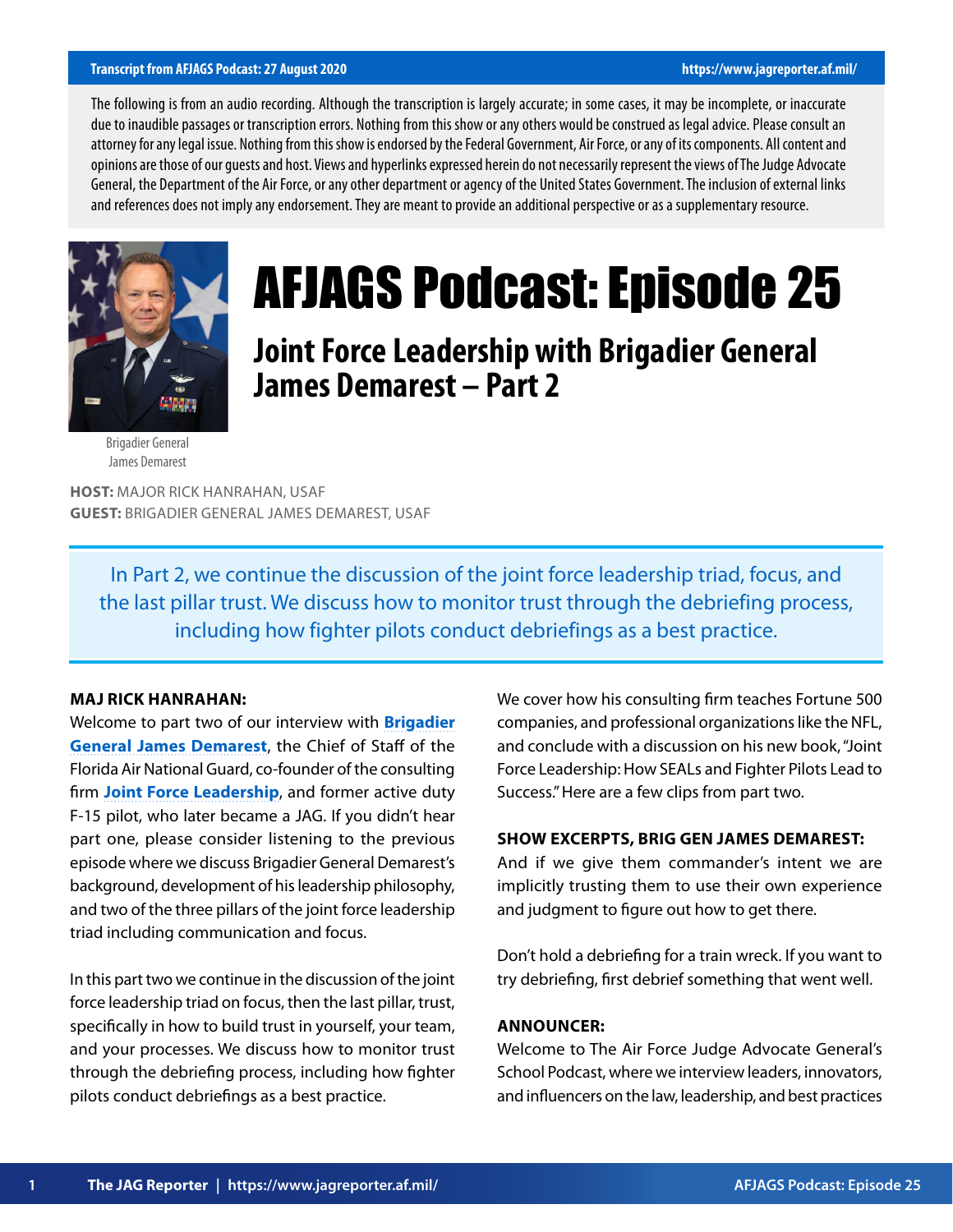Transcript from AFJAGS Podcast: 27 August 2020 https://www.jagreporter.af.mil/

The following is from an audio recording. Although the transcription is largely accurate; in some cases, it may be incomplete, or inaccurate due to inaudible passages or transcription errors. Nothing from this show or any others would be construed as legal advice. Please consult an attorney for any legal issue. Nothing from this show is endorsed by the Federal Government, Air Force, or any of its components. All content and opinions are those of our guests and host. Views and hyperlinks expressed herein do not necessarily represent the views of The Judge Advocate General, the Department of the Air Force, or any other department or agency of the United States Government. The inclusion of external links and references does not imply any endorsement. They are meant to provide an additional perspective or as a supplementary resource.

# AFJAGS Podcast: Episode 25

## Joint Force Leadership with Brigadier General James Demarest – Part 2

Brigadier General James Demarest

**HOST:** MAJOR RICK HANRAHAN, USAF
**GUEST:** BRIGADIER GENERAL JAMES DEMAREST, USAF

In Part 2, we continue the discussion of the joint force leadership triad, focus, and the last pillar trust. We discuss how to monitor trust through the debriefing process, including how fighter pilots conduct debriefings as a best practice.

**MAJ RICK HANRAHAN:**
Welcome to part two of our interview with **Brigadier General James Demarest**, the Chief of Staff of the Florida Air National Guard, co-founder of the consulting firm **Joint Force Leadership**, and former active duty F-15 pilot, who later became a JAG. If you didn't hear part one, please consider listening to the previous episode where we discuss Brigadier General Demarest's background, development of his leadership philosophy, and two of the three pillars of the joint force leadership triad including communication and focus.

In this part two we continue in the discussion of the joint force leadership triad on focus, then the last pillar, trust, specifically in how to build trust in yourself, your team, and your processes. We discuss how to monitor trust through the debriefing process, including how fighter pilots conduct debriefings as a best practice.

We cover how his consulting firm teaches Fortune 500 companies, and professional organizations like the NFL, and conclude with a discussion on his new book, "Joint Force Leadership: How SEALs and Fighter Pilots Lead to Success." Here are a few clips from part two.

**SHOW EXCERPTS, BRIG GEN JAMES DEMAREST:**
And if we give them commander's intent we are implicitly trusting them to use their own experience and judgment to figure out how to get there.

Don't hold a debriefing for a train wreck. If you want to try debriefing, first debrief something that went well.

**ANNOUNCER:**
Welcome to The Air Force Judge Advocate General's School Podcast, where we interview leaders, innovators, and influencers on the law, leadership, and best practices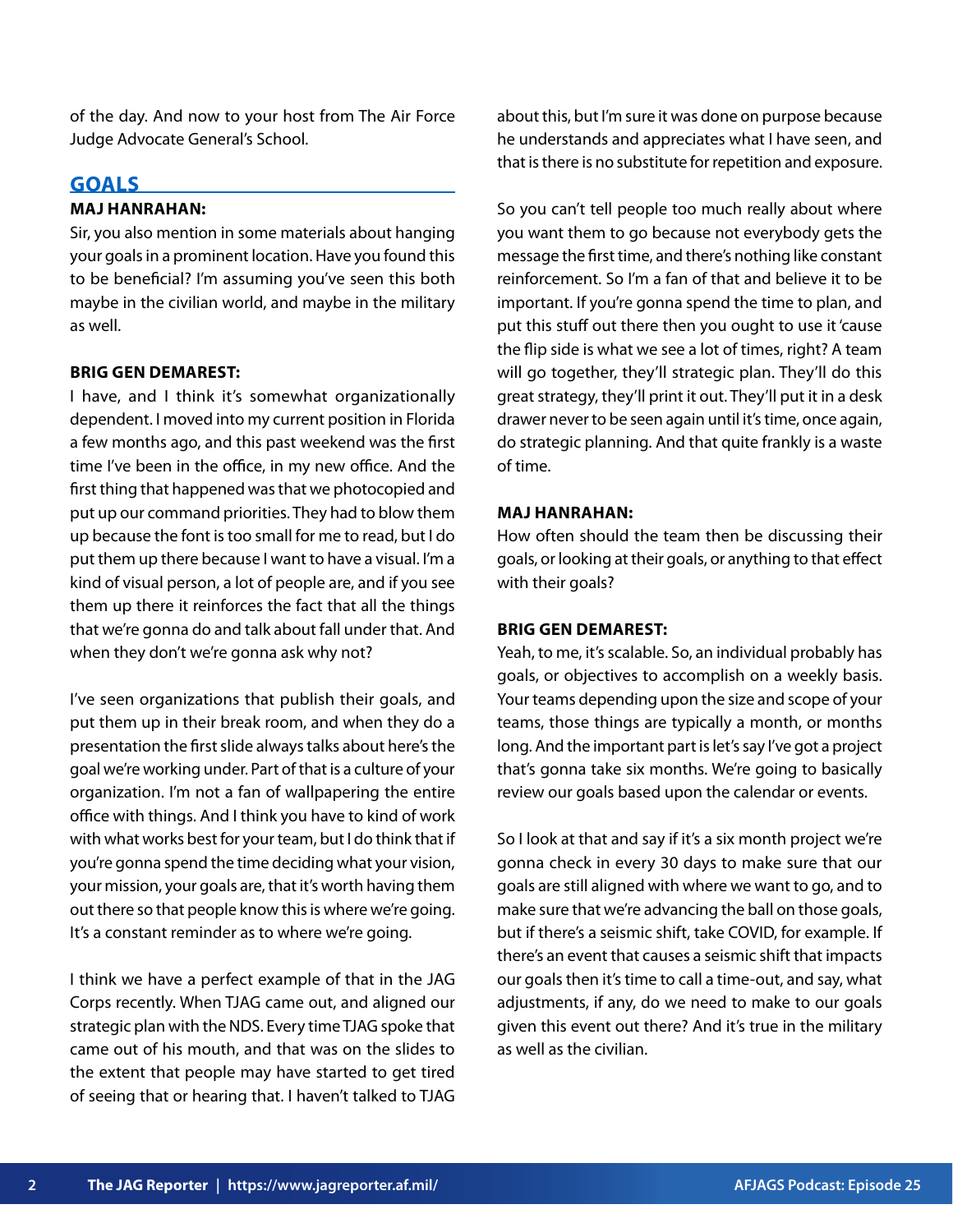of the day. And now to your host from The Air Force Judge Advocate General's School.

## GOALS

**MAJ HANRAHAN:**

Sir, you also mention in some materials about hanging your goals in a prominent location. Have you found this to be beneficial? I'm assuming you've seen this both maybe in the civilian world, and maybe in the military as well.

**BRIG GEN DEMAREST:**

I have, and I think it's somewhat organizationally dependent. I moved into my current position in Florida a few months ago, and this past weekend was the first time I've been in the office, in my new office. And the first thing that happened was that we photocopied and put up our command priorities. They had to blow them up because the font is too small for me to read, but I do put them up there because I want to have a visual. I'm a kind of visual person, a lot of people are, and if you see them up there it reinforces the fact that all the things that we're gonna do and talk about fall under that. And when they don't we're gonna ask why not?

I've seen organizations that publish their goals, and put them up in their break room, and when they do a presentation the first slide always talks about here's the goal we're working under. Part of that is a culture of your organization. I'm not a fan of wallpapering the entire office with things. And I think you have to kind of work with what works best for your team, but I do think that if you're gonna spend the time deciding what your vision, your mission, your goals are, that it's worth having them out there so that people know this is where we're going. It's a constant reminder as to where we're going.

I think we have a perfect example of that in the JAG Corps recently. When TJAG came out, and aligned our strategic plan with the NDS. Every time TJAG spoke that came out of his mouth, and that was on the slides to the extent that people may have started to get tired of seeing that or hearing that. I haven't talked to TJAG about this, but I'm sure it was done on purpose because he understands and appreciates what I have seen, and that is there is no substitute for repetition and exposure.

So you can't tell people too much really about where you want them to go because not everybody gets the message the first time, and there's nothing like constant reinforcement. So I'm a fan of that and believe it to be important. If you're gonna spend the time to plan, and put this stuff out there then you ought to use it 'cause the flip side is what we see a lot of times, right? A team will go together, they'll strategic plan. They'll do this great strategy, they'll print it out. They'll put it in a desk drawer never to be seen again until it's time, once again, do strategic planning. And that quite frankly is a waste of time.

**MAJ HANRAHAN:**

How often should the team then be discussing their goals, or looking at their goals, or anything to that effect with their goals?

**BRIG GEN DEMAREST:**

Yeah, to me, it's scalable. So, an individual probably has goals, or objectives to accomplish on a weekly basis. Your teams depending upon the size and scope of your teams, those things are typically a month, or months long. And the important part is let's say I've got a project that's gonna take six months. We're going to basically review our goals based upon the calendar or events.

So I look at that and say if it's a six month project we're gonna check in every 30 days to make sure that our goals are still aligned with where we want to go, and to make sure that we're advancing the ball on those goals, but if there's a seismic shift, take COVID, for example. If there's an event that causes a seismic shift that impacts our goals then it's time to call a time-out, and say, what adjustments, if any, do we need to make to our goals given this event out there? And it's true in the military as well as the civilian.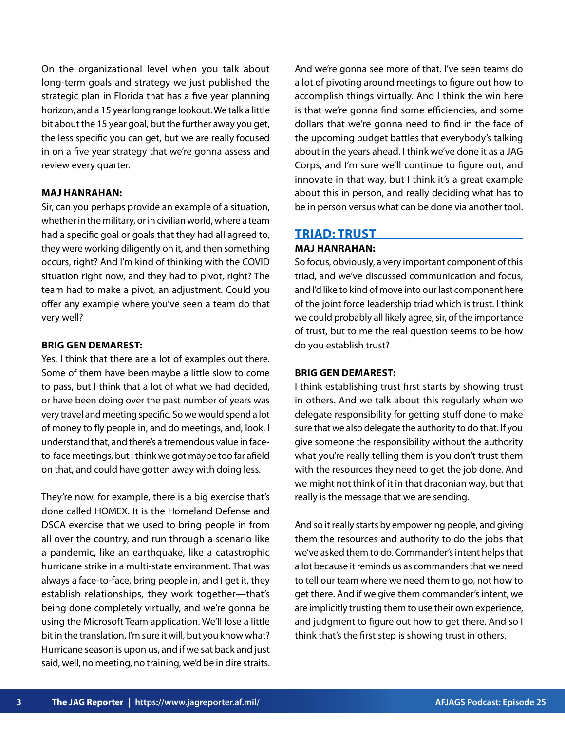On the organizational level when you talk about long-term goals and strategy we just published the strategic plan in Florida that has a five year planning horizon, and a 15 year long range lookout. We talk a little bit about the 15 year goal, but the further away you get, the less specific you can get, but we are really focused in on a five year strategy that we're gonna assess and review every quarter.

**MAJ HANRAHAN:**
Sir, can you perhaps provide an example of a situation, whether in the military, or in civilian world, where a team had a specific goal or goals that they had all agreed to, they were working diligently on it, and then something occurs, right? And I'm kind of thinking with the COVID situation right now, and they had to pivot, right? The team had to make a pivot, an adjustment. Could you offer any example where you've seen a team do that very well?

**BRIG GEN DEMAREST:**
Yes, I think that there are a lot of examples out there. Some of them have been maybe a little slow to come to pass, but I think that a lot of what we had decided, or have been doing over the past number of years was very travel and meeting specific. So we would spend a lot of money to fly people in, and do meetings, and, look, I understand that, and there's a tremendous value in face-to-face meetings, but I think we got maybe too far afield on that, and could have gotten away with doing less.

They're now, for example, there is a big exercise that's done called HOMEX. It is the Homeland Defense and DSCA exercise that we used to bring people in from all over the country, and run through a scenario like a pandemic, like an earthquake, like a catastrophic hurricane strike in a multi-state environment. That was always a face-to-face, bring people in, and I get it, they establish relationships, they work together—that's being done completely virtually, and we're gonna be using the Microsoft Team application. We'll lose a little bit in the translation, I'm sure it will, but you know what? Hurricane season is upon us, and if we sat back and just said, well, no meeting, no training, we'd be in dire straits. And we're gonna see more of that. I've seen teams do a lot of pivoting around meetings to figure out how to accomplish things virtually. And I think the win here is that we're gonna find some efficiencies, and some dollars that we're gonna need to find in the face of the upcoming budget battles that everybody's talking about in the years ahead. I think we've done it as a JAG Corps, and I'm sure we'll continue to figure out, and innovate in that way, but I think it's a great example about this in person, and really deciding what has to be in person versus what can be done via another tool.

## TRIAD: TRUST

**MAJ HANRAHAN:**
So focus, obviously, a very important component of this triad, and we've discussed communication and focus, and I'd like to kind of move into our last component here of the joint force leadership triad which is trust. I think we could probably all likely agree, sir, of the importance of trust, but to me the real question seems to be how do you establish trust?

**BRIG GEN DEMAREST:**
I think establishing trust first starts by showing trust in others. And we talk about this regularly when we delegate responsibility for getting stuff done to make sure that we also delegate the authority to do that. If you give someone the responsibility without the authority what you're really telling them is you don't trust them with the resources they need to get the job done. And we might not think of it in that draconian way, but that really is the message that we are sending.

And so it really starts by empowering people, and giving them the resources and authority to do the jobs that we've asked them to do. Commander's intent helps that a lot because it reminds us as commanders that we need to tell our team where we need them to go, not how to get there. And if we give them commander's intent, we are implicitly trusting them to use their own experience, and judgment to figure out how to get there. And so I think that's the first step is showing trust in others.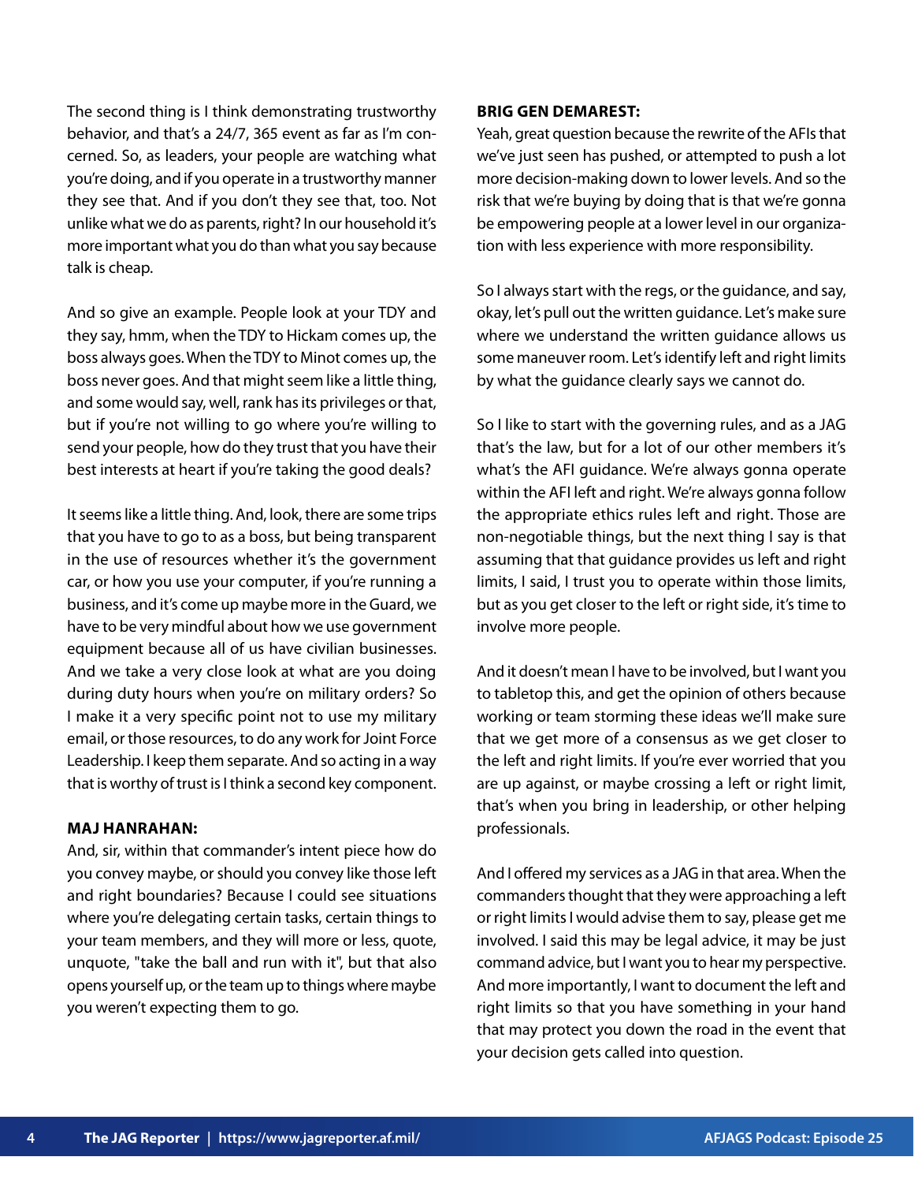The second thing is I think demonstrating trustworthy behavior, and that's a 24/7, 365 event as far as I'm concerned. So, as leaders, your people are watching what you're doing, and if you operate in a trustworthy manner they see that. And if you don't they see that, too. Not unlike what we do as parents, right? In our household it's more important what you do than what you say because talk is cheap.

And so give an example. People look at your TDY and they say, hmm, when the TDY to Hickam comes up, the boss always goes. When the TDY to Minot comes up, the boss never goes. And that might seem like a little thing, and some would say, well, rank has its privileges or that, but if you're not willing to go where you're willing to send your people, how do they trust that you have their best interests at heart if you're taking the good deals?

It seems like a little thing. And, look, there are some trips that you have to go to as a boss, but being transparent in the use of resources whether it's the government car, or how you use your computer, if you're running a business, and it's come up maybe more in the Guard, we have to be very mindful about how we use government equipment because all of us have civilian businesses. And we take a very close look at what are you doing during duty hours when you're on military orders? So I make it a very specific point not to use my military email, or those resources, to do any work for Joint Force Leadership. I keep them separate. And so acting in a way that is worthy of trust is I think a second key component.

**MAJ HANRAHAN:**
And, sir, within that commander's intent piece how do you convey maybe, or should you convey like those left and right boundaries? Because I could see situations where you're delegating certain tasks, certain things to your team members, and they will more or less, quote, unquote, "take the ball and run with it", but that also opens yourself up, or the team up to things where maybe you weren't expecting them to go.

**BRIG GEN DEMAREST:**
Yeah, great question because the rewrite of the AFIs that we've just seen has pushed, or attempted to push a lot more decision-making down to lower levels. And so the risk that we're buying by doing that is that we're gonna be empowering people at a lower level in our organization with less experience with more responsibility.

So I always start with the regs, or the guidance, and say, okay, let's pull out the written guidance. Let's make sure where we understand the written guidance allows us some maneuver room. Let's identify left and right limits by what the guidance clearly says we cannot do.

So I like to start with the governing rules, and as a JAG that's the law, but for a lot of our other members it's what's the AFI guidance. We're always gonna operate within the AFI left and right. We're always gonna follow the appropriate ethics rules left and right. Those are non-negotiable things, but the next thing I say is that assuming that that guidance provides us left and right limits, I said, I trust you to operate within those limits, but as you get closer to the left or right side, it's time to involve more people.

And it doesn't mean I have to be involved, but I want you to tabletop this, and get the opinion of others because working or team storming these ideas we'll make sure that we get more of a consensus as we get closer to the left and right limits. If you're ever worried that you are up against, or maybe crossing a left or right limit, that's when you bring in leadership, or other helping professionals.

And I offered my services as a JAG in that area. When the commanders thought that they were approaching a left or right limits I would advise them to say, please get me involved. I said this may be legal advice, it may be just command advice, but I want you to hear my perspective. And more importantly, I want to document the left and right limits so that you have something in your hand that may protect you down the road in the event that your decision gets called into question.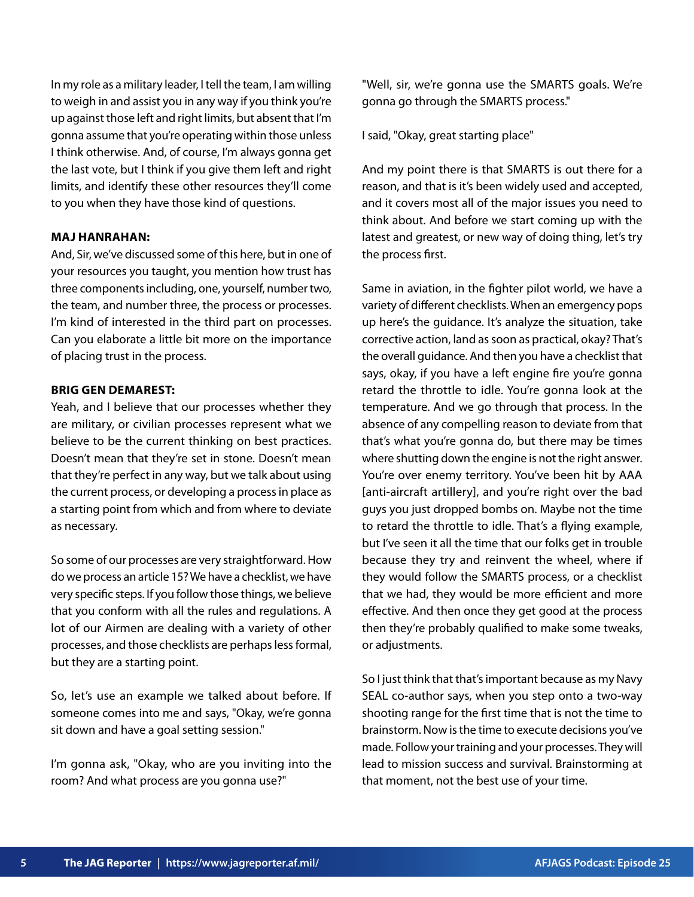In my role as a military leader, I tell the team, I am willing to weigh in and assist you in any way if you think you're up against those left and right limits, but absent that I'm gonna assume that you're operating within those unless I think otherwise. And, of course, I'm always gonna get the last vote, but I think if you give them left and right limits, and identify these other resources they'll come to you when they have those kind of questions.

**MAJ HANRAHAN:**
And, Sir, we've discussed some of this here, but in one of your resources you taught, you mention how trust has three components including, one, yourself, number two, the team, and number three, the process or processes. I'm kind of interested in the third part on processes. Can you elaborate a little bit more on the importance of placing trust in the process.

**BRIG GEN DEMAREST:**
Yeah, and I believe that our processes whether they are military, or civilian processes represent what we believe to be the current thinking on best practices. Doesn't mean that they're set in stone. Doesn't mean that they're perfect in any way, but we talk about using the current process, or developing a process in place as a starting point from which and from where to deviate as necessary.

So some of our processes are very straightforward. How do we process an article 15? We have a checklist, we have very specific steps. If you follow those things, we believe that you conform with all the rules and regulations. A lot of our Airmen are dealing with a variety of other processes, and those checklists are perhaps less formal, but they are a starting point.

So, let's use an example we talked about before. If someone comes into me and says, "Okay, we're gonna sit down and have a goal setting session."

I'm gonna ask, "Okay, who are you inviting into the room? And what process are you gonna use?"

"Well, sir, we're gonna use the SMARTS goals. We're gonna go through the SMARTS process."

I said, "Okay, great starting place"

And my point there is that SMARTS is out there for a reason, and that is it's been widely used and accepted, and it covers most all of the major issues you need to think about. And before we start coming up with the latest and greatest, or new way of doing thing, let's try the process first.

Same in aviation, in the fighter pilot world, we have a variety of different checklists. When an emergency pops up here's the guidance. It's analyze the situation, take corrective action, land as soon as practical, okay? That's the overall guidance. And then you have a checklist that says, okay, if you have a left engine fire you're gonna retard the throttle to idle. You're gonna look at the temperature. And we go through that process. In the absence of any compelling reason to deviate from that that's what you're gonna do, but there may be times where shutting down the engine is not the right answer. You're over enemy territory. You've been hit by AAA [anti-aircraft artillery], and you're right over the bad guys you just dropped bombs on. Maybe not the time to retard the throttle to idle. That's a flying example, but I've seen it all the time that our folks get in trouble because they try and reinvent the wheel, where if they would follow the SMARTS process, or a checklist that we had, they would be more efficient and more effective. And then once they get good at the process then they're probably qualified to make some tweaks, or adjustments.

So I just think that that's important because as my Navy SEAL co-author says, when you step onto a two-way shooting range for the first time that is not the time to brainstorm. Now is the time to execute decisions you've made. Follow your training and your processes. They will lead to mission success and survival. Brainstorming at that moment, not the best use of your time.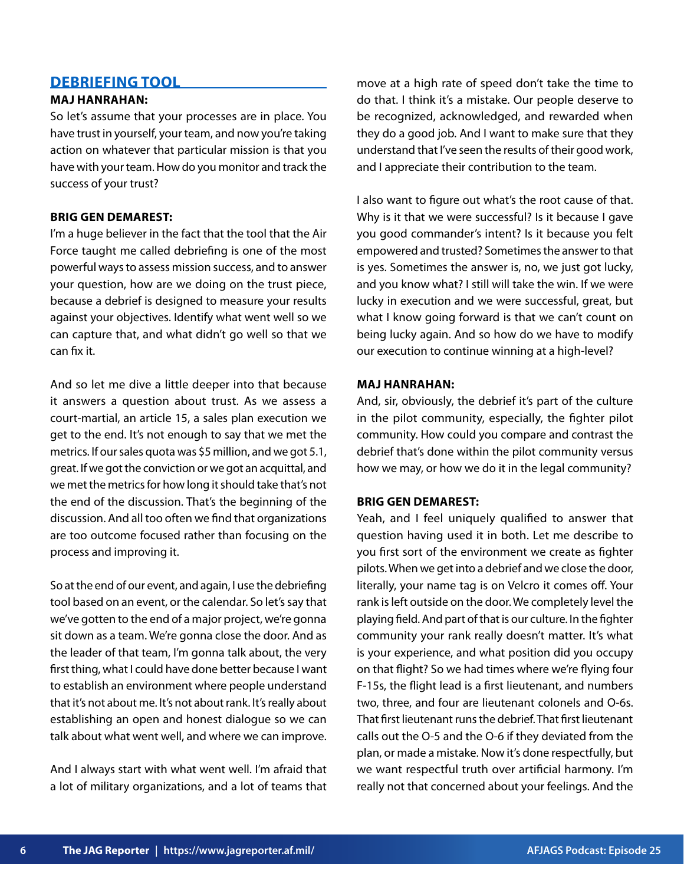## DEBRIEFING TOOL

**MAJ HANRAHAN:**

So let's assume that your processes are in place. You have trust in yourself, your team, and now you're taking action on whatever that particular mission is that you have with your team. How do you monitor and track the success of your trust?

**BRIG GEN DEMAREST:**

I'm a huge believer in the fact that the tool that the Air Force taught me called debriefing is one of the most powerful ways to assess mission success, and to answer your question, how are we doing on the trust piece, because a debrief is designed to measure your results against your objectives. Identify what went well so we can capture that, and what didn't go well so that we can fix it.

And so let me dive a little deeper into that because it answers a question about trust. As we assess a court-martial, an article 15, a sales plan execution we get to the end. It's not enough to say that we met the metrics. If our sales quota was $5 million, and we got 5.1, great. If we got the conviction or we got an acquittal, and we met the metrics for how long it should take that's not the end of the discussion. That's the beginning of the discussion. And all too often we find that organizations are too outcome focused rather than focusing on the process and improving it.

So at the end of our event, and again, I use the debriefing tool based on an event, or the calendar. So let's say that we've gotten to the end of a major project, we're gonna sit down as a team. We're gonna close the door. And as the leader of that team, I'm gonna talk about, the very first thing, what I could have done better because I want to establish an environment where people understand that it's not about me. It's not about rank. It's really about establishing an open and honest dialogue so we can talk about what went well, and where we can improve.

And I always start with what went well. I'm afraid that a lot of military organizations, and a lot of teams that move at a high rate of speed don't take the time to do that. I think it's a mistake. Our people deserve to be recognized, acknowledged, and rewarded when they do a good job. And I want to make sure that they understand that I've seen the results of their good work, and I appreciate their contribution to the team.

I also want to figure out what's the root cause of that. Why is it that we were successful? Is it because I gave you good commander's intent? Is it because you felt empowered and trusted? Sometimes the answer to that is yes. Sometimes the answer is, no, we just got lucky, and you know what? I still will take the win. If we were lucky in execution and we were successful, great, but what I know going forward is that we can't count on being lucky again. And so how do we have to modify our execution to continue winning at a high-level?

**MAJ HANRAHAN:**

And, sir, obviously, the debrief it's part of the culture in the pilot community, especially, the fighter pilot community. How could you compare and contrast the debrief that's done within the pilot community versus how we may, or how we do it in the legal community?

**BRIG GEN DEMAREST:**

Yeah, and I feel uniquely qualified to answer that question having used it in both. Let me describe to you first sort of the environment we create as fighter pilots. When we get into a debrief and we close the door, literally, your name tag is on Velcro it comes off. Your rank is left outside on the door. We completely level the playing field. And part of that is our culture. In the fighter community your rank really doesn't matter. It's what is your experience, and what position did you occupy on that flight? So we had times where we're flying four F-15s, the flight lead is a first lieutenant, and numbers two, three, and four are lieutenant colonels and O-6s. That first lieutenant runs the debrief. That first lieutenant calls out the O-5 and the O-6 if they deviated from the plan, or made a mistake. Now it's done respectfully, but we want respectful truth over artificial harmony. I'm really not that concerned about your feelings. And the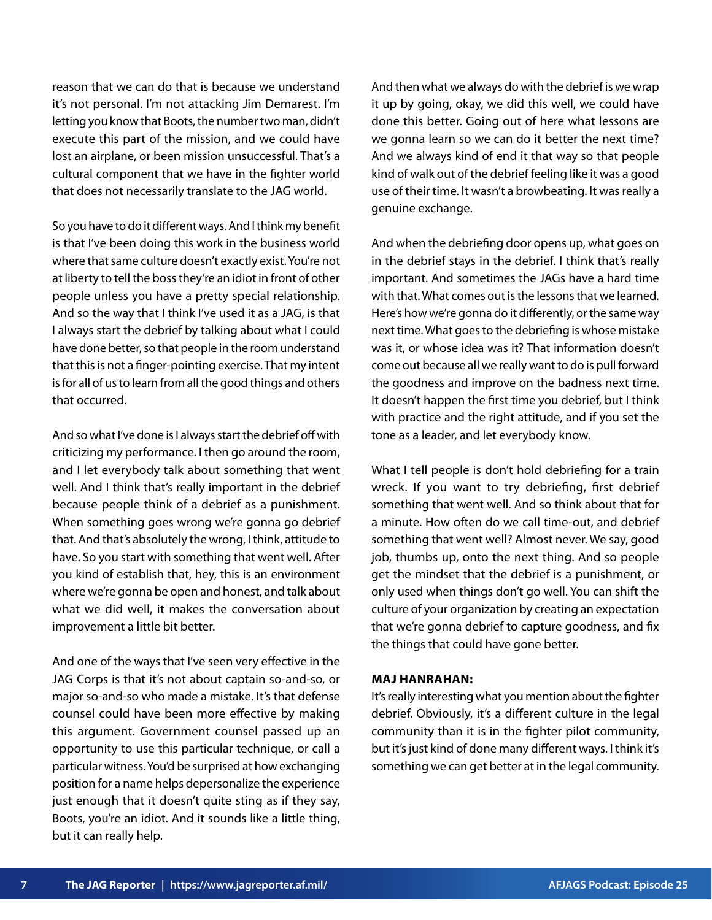reason that we can do that is because we understand it's not personal. I'm not attacking Jim Demarest. I'm letting you know that Boots, the number two man, didn't execute this part of the mission, and we could have lost an airplane, or been mission unsuccessful. That's a cultural component that we have in the fighter world that does not necessarily translate to the JAG world.

So you have to do it different ways. And I think my benefit is that I've been doing this work in the business world where that same culture doesn't exactly exist. You're not at liberty to tell the boss they're an idiot in front of other people unless you have a pretty special relationship. And so the way that I think I've used it as a JAG, is that I always start the debrief by talking about what I could have done better, so that people in the room understand that this is not a finger-pointing exercise. That my intent is for all of us to learn from all the good things and others that occurred.

And so what I've done is I always start the debrief off with criticizing my performance. I then go around the room, and I let everybody talk about something that went well. And I think that's really important in the debrief because people think of a debrief as a punishment. When something goes wrong we're gonna go debrief that. And that's absolutely the wrong, I think, attitude to have. So you start with something that went well. After you kind of establish that, hey, this is an environment where we're gonna be open and honest, and talk about what we did well, it makes the conversation about improvement a little bit better.

And one of the ways that I've seen very effective in the JAG Corps is that it's not about captain so-and-so, or major so-and-so who made a mistake. It's that defense counsel could have been more effective by making this argument. Government counsel passed up an opportunity to use this particular technique, or call a particular witness. You'd be surprised at how exchanging position for a name helps depersonalize the experience just enough that it doesn't quite sting as if they say, Boots, you're an idiot. And it sounds like a little thing, but it can really help.

And then what we always do with the debrief is we wrap it up by going, okay, we did this well, we could have done this better. Going out of here what lessons are we gonna learn so we can do it better the next time? And we always kind of end it that way so that people kind of walk out of the debrief feeling like it was a good use of their time. It wasn't a browbeating. It was really a genuine exchange.

And when the debriefing door opens up, what goes on in the debrief stays in the debrief. I think that's really important. And sometimes the JAGs have a hard time with that. What comes out is the lessons that we learned. Here's how we're gonna do it differently, or the same way next time. What goes to the debriefing is whose mistake was it, or whose idea was it? That information doesn't come out because all we really want to do is pull forward the goodness and improve on the badness next time. It doesn't happen the first time you debrief, but I think with practice and the right attitude, and if you set the tone as a leader, and let everybody know.

What I tell people is don't hold debriefing for a train wreck. If you want to try debriefing, first debrief something that went well. And so think about that for a minute. How often do we call time-out, and debrief something that went well? Almost never. We say, good job, thumbs up, onto the next thing. And so people get the mindset that the debrief is a punishment, or only used when things don't go well. You can shift the culture of your organization by creating an expectation that we're gonna debrief to capture goodness, and fix the things that could have gone better.

**MAJ HANRAHAN:**
It's really interesting what you mention about the fighter debrief. Obviously, it's a different culture in the legal community than it is in the fighter pilot community, but it's just kind of done many different ways. I think it's something we can get better at in the legal community.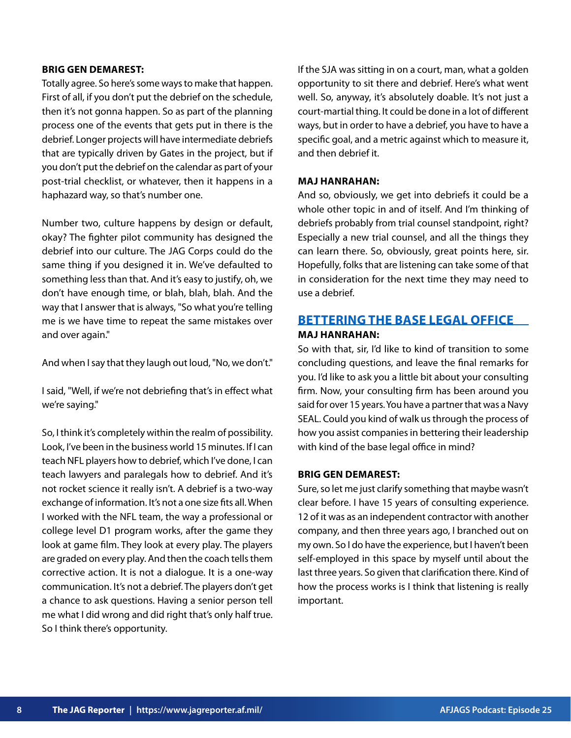**BRIG GEN DEMAREST:**
Totally agree. So here's some ways to make that happen. First of all, if you don't put the debrief on the schedule, then it's not gonna happen. So as part of the planning process one of the events that gets put in there is the debrief. Longer projects will have intermediate debriefs that are typically driven by Gates in the project, but if you don't put the debrief on the calendar as part of your post-trial checklist, or whatever, then it happens in a haphazard way, so that's number one.

Number two, culture happens by design or default, okay? The fighter pilot community has designed the debrief into our culture. The JAG Corps could do the same thing if you designed it in. We've defaulted to something less than that. And it's easy to justify, oh, we don't have enough time, or blah, blah, blah. And the way that I answer that is always, "So what you're telling me is we have time to repeat the same mistakes over and over again."

And when I say that they laugh out loud, "No, we don't."

I said, "Well, if we're not debriefing that's in effect what we're saying."

So, I think it's completely within the realm of possibility. Look, I've been in the business world 15 minutes. If I can teach NFL players how to debrief, which I've done, I can teach lawyers and paralegals how to debrief. And it's not rocket science it really isn't. A debrief is a two-way exchange of information. It's not a one size fits all. When I worked with the NFL team, the way a professional or college level D1 program works, after the game they look at game film. They look at every play. The players are graded on every play. And then the coach tells them corrective action. It is not a dialogue. It is a one-way communication. It's not a debrief. The players don't get a chance to ask questions. Having a senior person tell me what I did wrong and did right that's only half true. So I think there's opportunity.

If the SJA was sitting in on a court, man, what a golden opportunity to sit there and debrief. Here's what went well. So, anyway, it's absolutely doable. It's not just a court-martial thing. It could be done in a lot of different ways, but in order to have a debrief, you have to have a specific goal, and a metric against which to measure it, and then debrief it.

**MAJ HANRAHAN:**
And so, obviously, we get into debriefs it could be a whole other topic in and of itself. And I'm thinking of debriefs probably from trial counsel standpoint, right? Especially a new trial counsel, and all the things they can learn there. So, obviously, great points here, sir. Hopefully, folks that are listening can take some of that in consideration for the next time they may need to use a debrief.

## BETTERING THE BASE LEGAL OFFICE

**MAJ HANRAHAN:**
So with that, sir, I'd like to kind of transition to some concluding questions, and leave the final remarks for you. I'd like to ask you a little bit about your consulting firm. Now, your consulting firm has been around you said for over 15 years. You have a partner that was a Navy SEAL. Could you kind of walk us through the process of how you assist companies in bettering their leadership with kind of the base legal office in mind?

**BRIG GEN DEMAREST:**
Sure, so let me just clarify something that maybe wasn't clear before. I have 15 years of consulting experience. 12 of it was as an independent contractor with another company, and then three years ago, I branched out on my own. So I do have the experience, but I haven't been self-employed in this space by myself until about the last three years. So given that clarification there. Kind of how the process works is I think that listening is really important.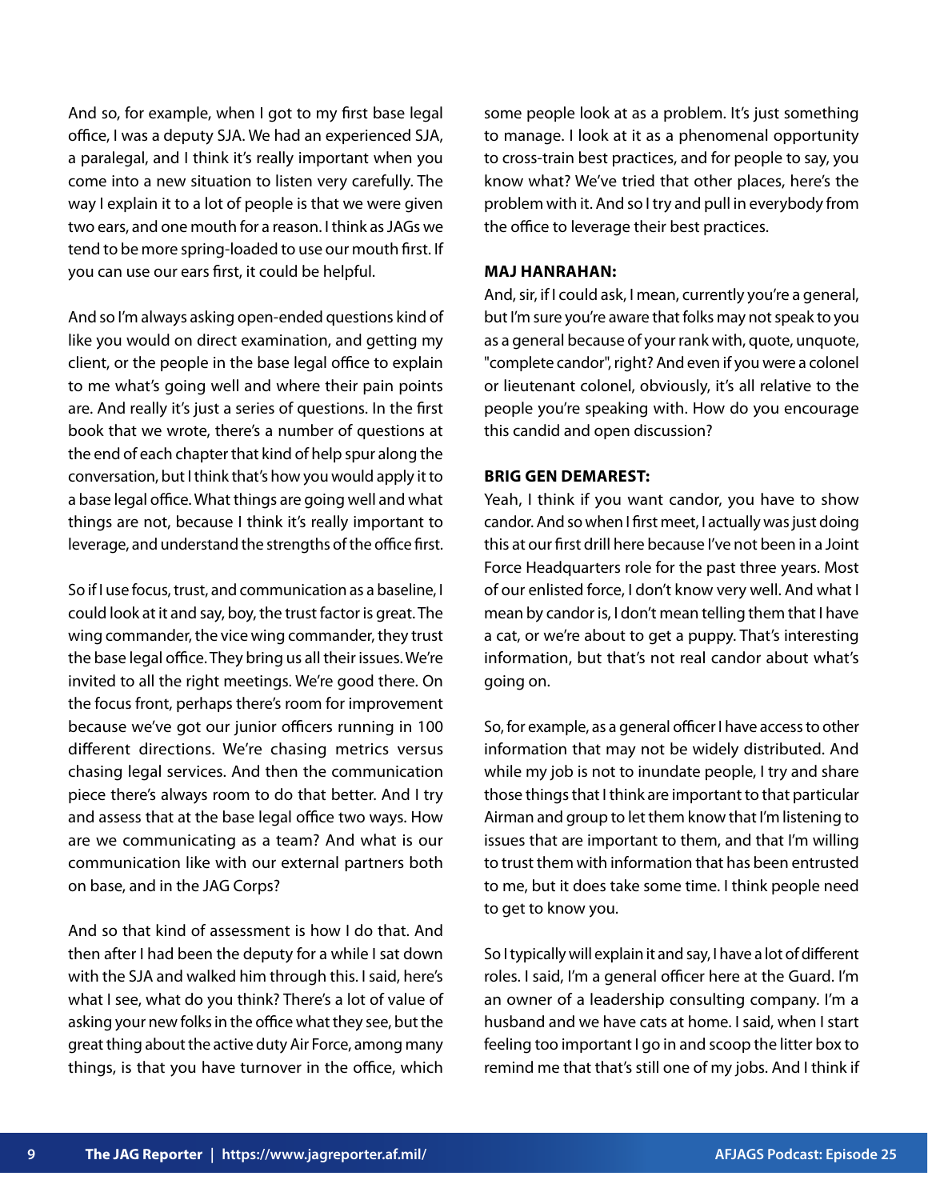And so, for example, when I got to my first base legal office, I was a deputy SJA. We had an experienced SJA, a paralegal, and I think it's really important when you come into a new situation to listen very carefully. The way I explain it to a lot of people is that we were given two ears, and one mouth for a reason. I think as JAGs we tend to be more spring-loaded to use our mouth first. If you can use our ears first, it could be helpful.

And so I'm always asking open-ended questions kind of like you would on direct examination, and getting my client, or the people in the base legal office to explain to me what's going well and where their pain points are. And really it's just a series of questions. In the first book that we wrote, there's a number of questions at the end of each chapter that kind of help spur along the conversation, but I think that's how you would apply it to a base legal office. What things are going well and what things are not, because I think it's really important to leverage, and understand the strengths of the office first.

So if I use focus, trust, and communication as a baseline, I could look at it and say, boy, the trust factor is great. The wing commander, the vice wing commander, they trust the base legal office. They bring us all their issues. We're invited to all the right meetings. We're good there. On the focus front, perhaps there's room for improvement because we've got our junior officers running in 100 different directions. We're chasing metrics versus chasing legal services. And then the communication piece there's always room to do that better. And I try and assess that at the base legal office two ways. How are we communicating as a team? And what is our communication like with our external partners both on base, and in the JAG Corps?

And so that kind of assessment is how I do that. And then after I had been the deputy for a while I sat down with the SJA and walked him through this. I said, here's what I see, what do you think? There's a lot of value of asking your new folks in the office what they see, but the great thing about the active duty Air Force, among many things, is that you have turnover in the office, which some people look at as a problem. It's just something to manage. I look at it as a phenomenal opportunity to cross-train best practices, and for people to say, you know what? We've tried that other places, here's the problem with it. And so I try and pull in everybody from the office to leverage their best practices.

**MAJ HANRAHAN:**

And, sir, if I could ask, I mean, currently you're a general, but I'm sure you're aware that folks may not speak to you as a general because of your rank with, quote, unquote, "complete candor", right? And even if you were a colonel or lieutenant colonel, obviously, it's all relative to the people you're speaking with. How do you encourage this candid and open discussion?

**BRIG GEN DEMAREST:**

Yeah, I think if you want candor, you have to show candor. And so when I first meet, I actually was just doing this at our first drill here because I've not been in a Joint Force Headquarters role for the past three years. Most of our enlisted force, I don't know very well. And what I mean by candor is, I don't mean telling them that I have a cat, or we're about to get a puppy. That's interesting information, but that's not real candor about what's going on.

So, for example, as a general officer I have access to other information that may not be widely distributed. And while my job is not to inundate people, I try and share those things that I think are important to that particular Airman and group to let them know that I'm listening to issues that are important to them, and that I'm willing to trust them with information that has been entrusted to me, but it does take some time. I think people need to get to know you.

So I typically will explain it and say, I have a lot of different roles. I said, I'm a general officer here at the Guard. I'm an owner of a leadership consulting company. I'm a husband and we have cats at home. I said, when I start feeling too important I go in and scoop the litter box to remind me that that's still one of my jobs. And I think if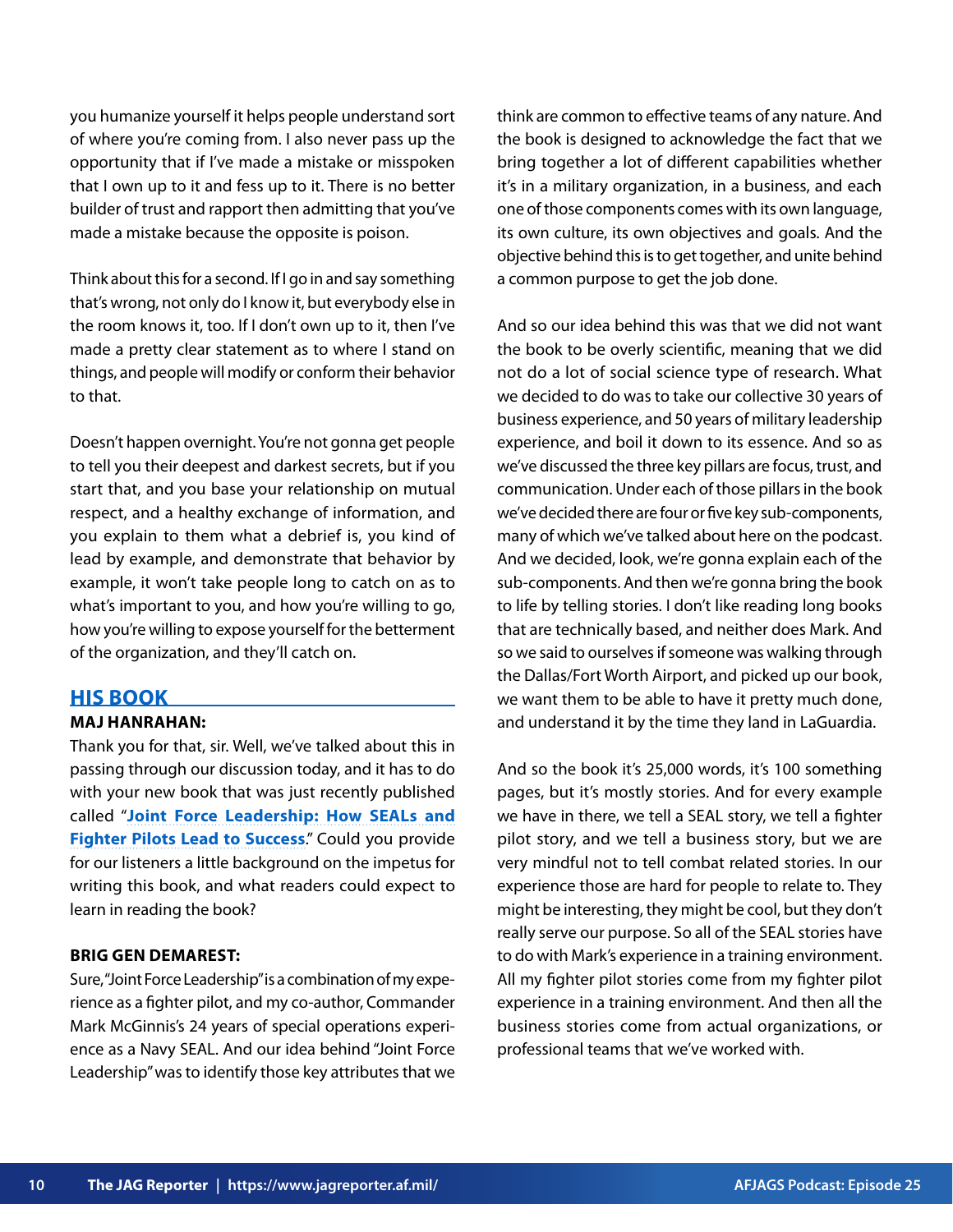you humanize yourself it helps people understand sort of where you're coming from. I also never pass up the opportunity that if I've made a mistake or misspoken that I own up to it and fess up to it. There is no better builder of trust and rapport then admitting that you've made a mistake because the opposite is poison.

Think about this for a second. If I go in and say something that's wrong, not only do I know it, but everybody else in the room knows it, too. If I don't own up to it, then I've made a pretty clear statement as to where I stand on things, and people will modify or conform their behavior to that.

Doesn't happen overnight. You're not gonna get people to tell you their deepest and darkest secrets, but if you start that, and you base your relationship on mutual respect, and a healthy exchange of information, and you explain to them what a debrief is, you kind of lead by example, and demonstrate that behavior by example, it won't take people long to catch on as to what's important to you, and how you're willing to go, how you're willing to expose yourself for the betterment of the organization, and they'll catch on.

## HIS BOOK

**MAJ HANRAHAN:**

Thank you for that, sir. Well, we've talked about this in passing through our discussion today, and it has to do with your new book that was just recently published called "**Joint Force Leadership: How SEALs and Fighter Pilots Lead to Success**." Could you provide for our listeners a little background on the impetus for writing this book, and what readers could expect to learn in reading the book?

**BRIG GEN DEMAREST:**

Sure, "Joint Force Leadership" is a combination of my experience as a fighter pilot, and my co-author, Commander Mark McGinnis's 24 years of special operations experience as a Navy SEAL. And our idea behind "Joint Force Leadership" was to identify those key attributes that we think are common to effective teams of any nature. And the book is designed to acknowledge the fact that we bring together a lot of different capabilities whether it's in a military organization, in a business, and each one of those components comes with its own language, its own culture, its own objectives and goals. And the objective behind this is to get together, and unite behind a common purpose to get the job done.

And so our idea behind this was that we did not want the book to be overly scientific, meaning that we did not do a lot of social science type of research. What we decided to do was to take our collective 30 years of business experience, and 50 years of military leadership experience, and boil it down to its essence. And so as we've discussed the three key pillars are focus, trust, and communication. Under each of those pillars in the book we've decided there are four or five key sub-components, many of which we've talked about here on the podcast. And we decided, look, we're gonna explain each of the sub-components. And then we're gonna bring the book to life by telling stories. I don't like reading long books that are technically based, and neither does Mark. And so we said to ourselves if someone was walking through the Dallas/Fort Worth Airport, and picked up our book, we want them to be able to have it pretty much done, and understand it by the time they land in LaGuardia.

And so the book it's 25,000 words, it's 100 something pages, but it's mostly stories. And for every example we have in there, we tell a SEAL story, we tell a fighter pilot story, and we tell a business story, but we are very mindful not to tell combat related stories. In our experience those are hard for people to relate to. They might be interesting, they might be cool, but they don't really serve our purpose. So all of the SEAL stories have to do with Mark's experience in a training environment. All my fighter pilot stories come from my fighter pilot experience in a training environment. And then all the business stories come from actual organizations, or professional teams that we've worked with.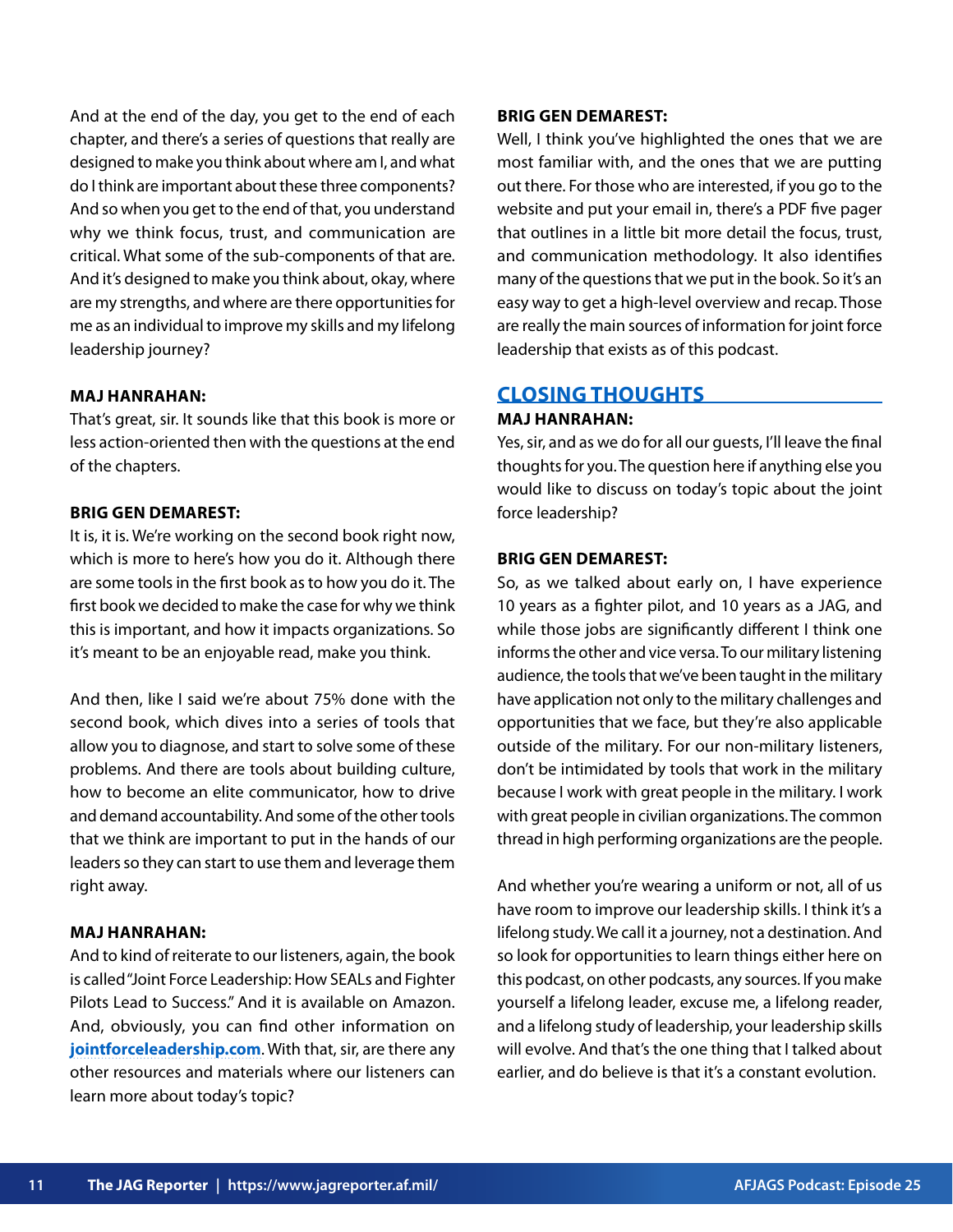And at the end of the day, you get to the end of each chapter, and there's a series of questions that really are designed to make you think about where am I, and what do I think are important about these three components? And so when you get to the end of that, you understand why we think focus, trust, and communication are critical. What some of the sub-components of that are. And it's designed to make you think about, okay, where are my strengths, and where are there opportunities for me as an individual to improve my skills and my lifelong leadership journey?

**MAJ HANRAHAN:**
That's great, sir. It sounds like that this book is more or less action-oriented then with the questions at the end of the chapters.

**BRIG GEN DEMAREST:**
It is, it is. We're working on the second book right now, which is more to here's how you do it. Although there are some tools in the first book as to how you do it. The first book we decided to make the case for why we think this is important, and how it impacts organizations. So it's meant to be an enjoyable read, make you think.

And then, like I said we're about 75% done with the second book, which dives into a series of tools that allow you to diagnose, and start to solve some of these problems. And there are tools about building culture, how to become an elite communicator, how to drive and demand accountability. And some of the other tools that we think are important to put in the hands of our leaders so they can start to use them and leverage them right away.

**MAJ HANRAHAN:**
And to kind of reiterate to our listeners, again, the book is called "Joint Force Leadership: How SEALs and Fighter Pilots Lead to Success." And it is available on Amazon. And, obviously, you can find other information on **jointforceleadership.com**. With that, sir, are there any other resources and materials where our listeners can learn more about today's topic?

**BRIG GEN DEMAREST:**
Well, I think you've highlighted the ones that we are most familiar with, and the ones that we are putting out there. For those who are interested, if you go to the website and put your email in, there's a PDF five pager that outlines in a little bit more detail the focus, trust, and communication methodology. It also identifies many of the questions that we put in the book. So it's an easy way to get a high-level overview and recap. Those are really the main sources of information for joint force leadership that exists as of this podcast.

## CLOSING THOUGHTS

**MAJ HANRAHAN:**
Yes, sir, and as we do for all our guests, I'll leave the final thoughts for you. The question here if anything else you would like to discuss on today's topic about the joint force leadership?

**BRIG GEN DEMAREST:**
So, as we talked about early on, I have experience 10 years as a fighter pilot, and 10 years as a JAG, and while those jobs are significantly different I think one informs the other and vice versa. To our military listening audience, the tools that we've been taught in the military have application not only to the military challenges and opportunities that we face, but they're also applicable outside of the military. For our non-military listeners, don't be intimidated by tools that work in the military because I work with great people in the military. I work with great people in civilian organizations. The common thread in high performing organizations are the people.

And whether you're wearing a uniform or not, all of us have room to improve our leadership skills. I think it's a lifelong study. We call it a journey, not a destination. And so look for opportunities to learn things either here on this podcast, on other podcasts, any sources. If you make yourself a lifelong leader, excuse me, a lifelong reader, and a lifelong study of leadership, your leadership skills will evolve. And that's the one thing that I talked about earlier, and do believe is that it's a constant evolution.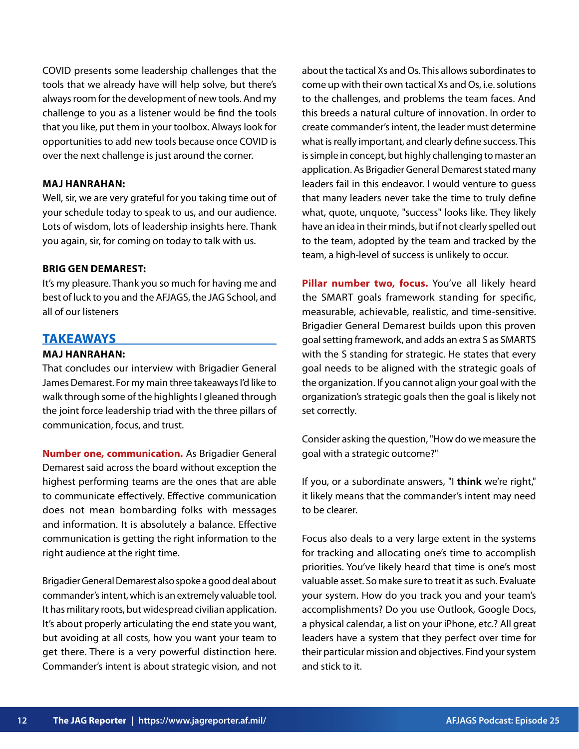COVID presents some leadership challenges that the tools that we already have will help solve, but there's always room for the development of new tools. And my challenge to you as a listener would be find the tools that you like, put them in your toolbox. Always look for opportunities to add new tools because once COVID is over the next challenge is just around the corner.

**MAJ HANRAHAN:**
Well, sir, we are very grateful for you taking time out of your schedule today to speak to us, and our audience. Lots of wisdom, lots of leadership insights here. Thank you again, sir, for coming on today to talk with us.

**BRIG GEN DEMAREST:**
It's my pleasure. Thank you so much for having me and best of luck to you and the AFJAGS, the JAG School, and all of our listeners

## TAKEAWAYS

**MAJ HANRAHAN:**
That concludes our interview with Brigadier General James Demarest. For my main three takeaways I'd like to walk through some of the highlights I gleaned through the joint force leadership triad with the three pillars of communication, focus, and trust.

**Number one, communication.** As Brigadier General Demarest said across the board without exception the highest performing teams are the ones that are able to communicate effectively. Effective communication does not mean bombarding folks with messages and information. It is absolutely a balance. Effective communication is getting the right information to the right audience at the right time.

Brigadier General Demarest also spoke a good deal about commander's intent, which is an extremely valuable tool. It has military roots, but widespread civilian application. It's about properly articulating the end state you want, but avoiding at all costs, how you want your team to get there. There is a very powerful distinction here. Commander's intent is about strategic vision, and not about the tactical Xs and Os. This allows subordinates to come up with their own tactical Xs and Os, i.e. solutions to the challenges, and problems the team faces. And this breeds a natural culture of innovation. In order to create commander's intent, the leader must determine what is really important, and clearly define success. This is simple in concept, but highly challenging to master an application. As Brigadier General Demarest stated many leaders fail in this endeavor. I would venture to guess that many leaders never take the time to truly define what, quote, unquote, "success" looks like. They likely have an idea in their minds, but if not clearly spelled out to the team, adopted by the team and tracked by the team, a high-level of success is unlikely to occur.

**Pillar number two, focus.** You've all likely heard the SMART goals framework standing for specific, measurable, achievable, realistic, and time-sensitive. Brigadier General Demarest builds upon this proven goal setting framework, and adds an extra S as SMARTS with the S standing for strategic. He states that every goal needs to be aligned with the strategic goals of the organization. If you cannot align your goal with the organization's strategic goals then the goal is likely not set correctly.

Consider asking the question, "How do we measure the goal with a strategic outcome?"

If you, or a subordinate answers, "I **think** we're right," it likely means that the commander's intent may need to be clearer.

Focus also deals to a very large extent in the systems for tracking and allocating one's time to accomplish priorities. You've likely heard that time is one's most valuable asset. So make sure to treat it as such. Evaluate your system. How do you track you and your team's accomplishments? Do you use Outlook, Google Docs, a physical calendar, a list on your iPhone, etc.? All great leaders have a system that they perfect over time for their particular mission and objectives. Find your system and stick to it.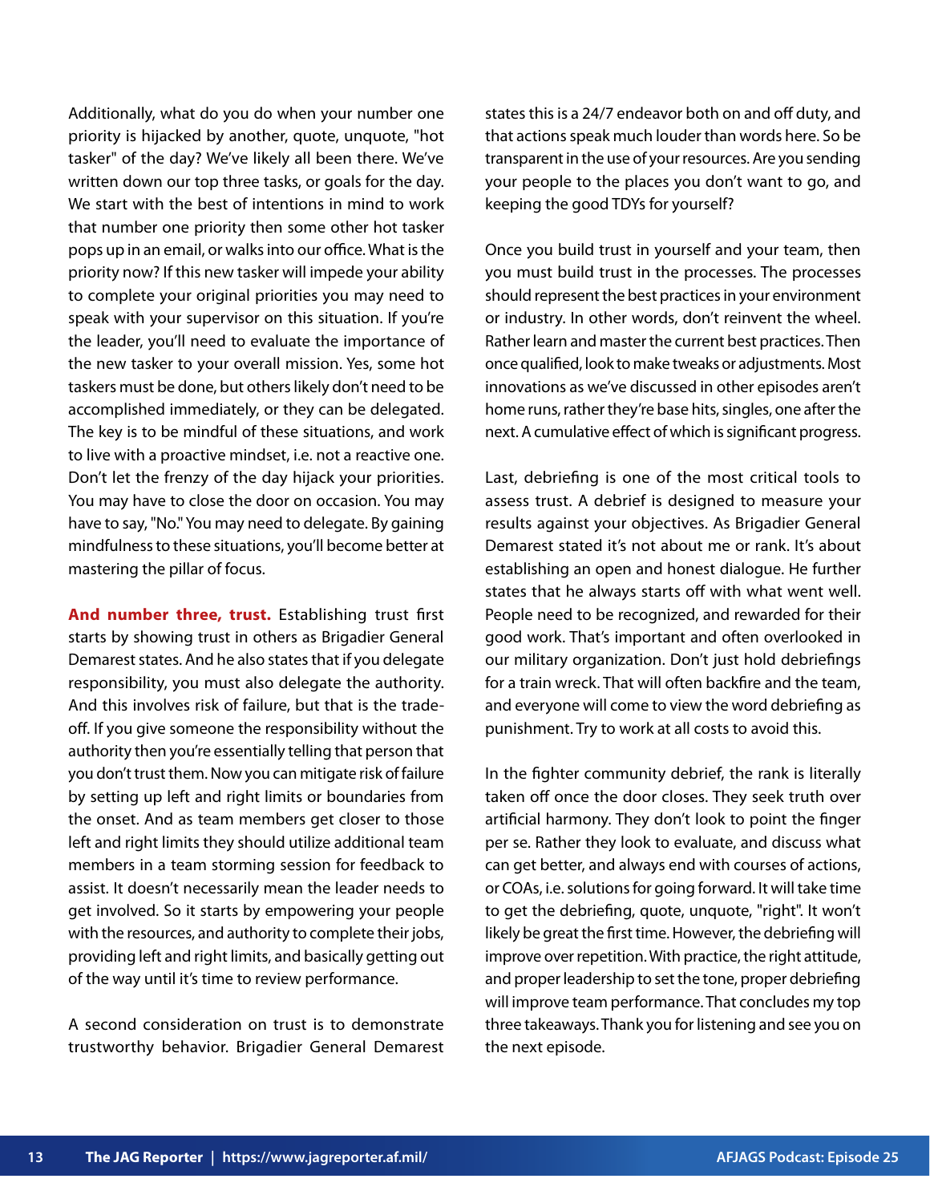Additionally, what do you do when your number one priority is hijacked by another, quote, unquote, "hot tasker" of the day? We've likely all been there. We've written down our top three tasks, or goals for the day. We start with the best of intentions in mind to work that number one priority then some other hot tasker pops up in an email, or walks into our office. What is the priority now? If this new tasker will impede your ability to complete your original priorities you may need to speak with your supervisor on this situation. If you're the leader, you'll need to evaluate the importance of the new tasker to your overall mission. Yes, some hot taskers must be done, but others likely don't need to be accomplished immediately, or they can be delegated. The key is to be mindful of these situations, and work to live with a proactive mindset, i.e. not a reactive one. Don't let the frenzy of the day hijack your priorities. You may have to close the door on occasion. You may have to say, "No." You may need to delegate. By gaining mindfulness to these situations, you'll become better at mastering the pillar of focus.

**And number three, trust.** Establishing trust first starts by showing trust in others as Brigadier General Demarest states. And he also states that if you delegate responsibility, you must also delegate the authority. And this involves risk of failure, but that is the trade-off. If you give someone the responsibility without the authority then you're essentially telling that person that you don't trust them. Now you can mitigate risk of failure by setting up left and right limits or boundaries from the onset. And as team members get closer to those left and right limits they should utilize additional team members in a team storming session for feedback to assist. It doesn't necessarily mean the leader needs to get involved. So it starts by empowering your people with the resources, and authority to complete their jobs, providing left and right limits, and basically getting out of the way until it's time to review performance.

A second consideration on trust is to demonstrate trustworthy behavior. Brigadier General Demarest states this is a 24/7 endeavor both on and off duty, and that actions speak much louder than words here. So be transparent in the use of your resources. Are you sending your people to the places you don't want to go, and keeping the good TDYs for yourself?

Once you build trust in yourself and your team, then you must build trust in the processes. The processes should represent the best practices in your environment or industry. In other words, don't reinvent the wheel. Rather learn and master the current best practices. Then once qualified, look to make tweaks or adjustments. Most innovations as we've discussed in other episodes aren't home runs, rather they're base hits, singles, one after the next. A cumulative effect of which is significant progress.

Last, debriefing is one of the most critical tools to assess trust. A debrief is designed to measure your results against your objectives. As Brigadier General Demarest stated it's not about me or rank. It's about establishing an open and honest dialogue. He further states that he always starts off with what went well. People need to be recognized, and rewarded for their good work. That's important and often overlooked in our military organization. Don't just hold debriefings for a train wreck. That will often backfire and the team, and everyone will come to view the word debriefing as punishment. Try to work at all costs to avoid this.

In the fighter community debrief, the rank is literally taken off once the door closes. They seek truth over artificial harmony. They don't look to point the finger per se. Rather they look to evaluate, and discuss what can get better, and always end with courses of actions, or COAs, i.e. solutions for going forward. It will take time to get the debriefing, quote, unquote, "right". It won't likely be great the first time. However, the debriefing will improve over repetition. With practice, the right attitude, and proper leadership to set the tone, proper debriefing will improve team performance. That concludes my top three takeaways. Thank you for listening and see you on the next episode.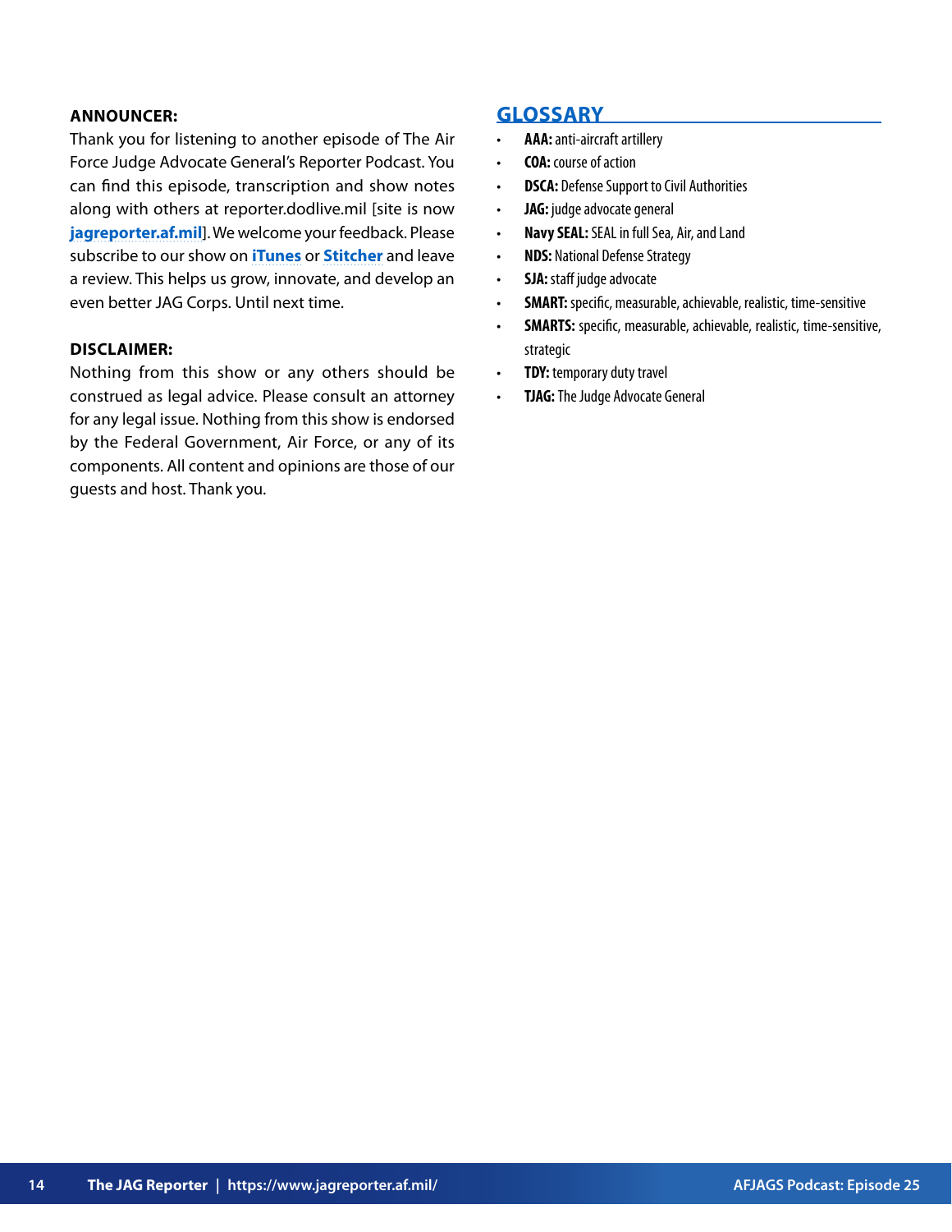**ANNOUNCER:**

Thank you for listening to another episode of The Air Force Judge Advocate General's Reporter Podcast. You can find this episode, transcription and show notes along with others at reporter.dodlive.mil [site is now **jagreporter.af.mil**]. We welcome your feedback. Please subscribe to our show on **iTunes** or **Stitcher** and leave a review. This helps us grow, innovate, and develop an even better JAG Corps. Until next time.

**DISCLAIMER:**

Nothing from this show or any others should be construed as legal advice. Please consult an attorney for any legal issue. Nothing from this show is endorsed by the Federal Government, Air Force, or any of its components. All content and opinions are those of our guests and host. Thank you.

## GLOSSARY

- **AAA:** anti-aircraft artillery
- **COA:** course of action
- **DSCA:** Defense Support to Civil Authorities
- **JAG:** judge advocate general
- **Navy SEAL:** SEAL in full Sea, Air, and Land
- **NDS:** National Defense Strategy
- **SJA:** staff judge advocate
- **SMART:** specific, measurable, achievable, realistic, time-sensitive
- **SMARTS:** specific, measurable, achievable, realistic, time-sensitive, strategic
- **TDY:** temporary duty travel
- **TJAG:** The Judge Advocate General